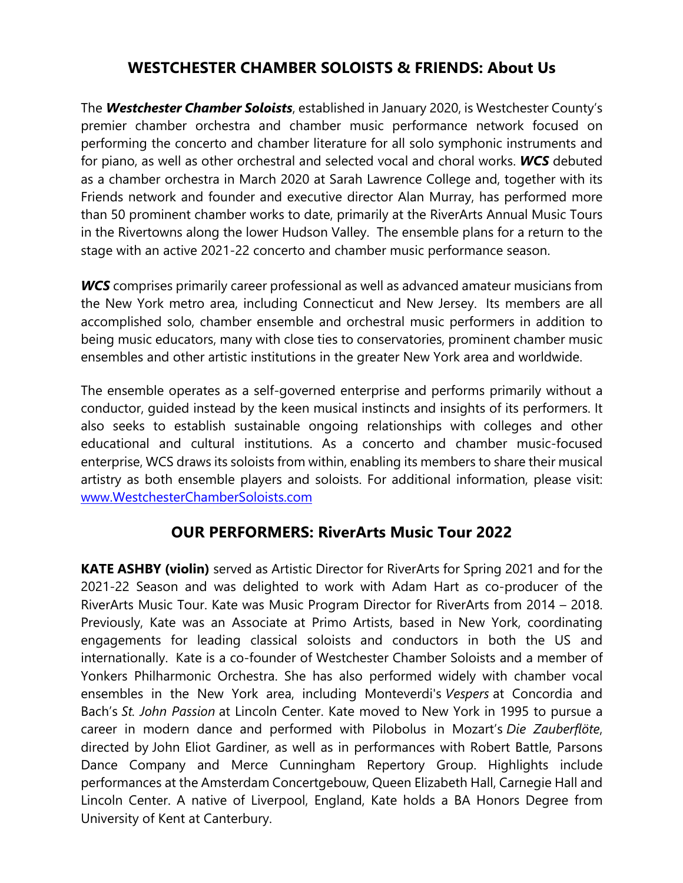## WESTCHESTER CHAMBER SOLOISTS & FRIENDS: About Us

The ***Westchester Chamber Soloists***, established in January 2020, is Westchester County's premier chamber orchestra and chamber music performance network focused on performing the concerto and chamber literature for all solo symphonic instruments and for piano, as well as other orchestral and selected vocal and choral works. ***WCS*** debuted as a chamber orchestra in March 2020 at Sarah Lawrence College and, together with its Friends network and founder and executive director Alan Murray, has performed more than 50 prominent chamber works to date, primarily at the RiverArts Annual Music Tours in the Rivertowns along the lower Hudson Valley. The ensemble plans for a return to the stage with an active 2021-22 concerto and chamber music performance season.

***WCS*** comprises primarily career professional as well as advanced amateur musicians from the New York metro area, including Connecticut and New Jersey. Its members are all accomplished solo, chamber ensemble and orchestral music performers in addition to being music educators, many with close ties to conservatories, prominent chamber music ensembles and other artistic institutions in the greater New York area and worldwide.

The ensemble operates as a self-governed enterprise and performs primarily without a conductor, guided instead by the keen musical instincts and insights of its performers. It also seeks to establish sustainable ongoing relationships with colleges and other educational and cultural institutions. As a concerto and chamber music-focused enterprise, WCS draws its soloists from within, enabling its members to share their musical artistry as both ensemble players and soloists. For additional information, please visit: [www.WestchesterChamberSoloists.com](http://www.WestchesterChamberSoloists.com)

## OUR PERFORMERS: RiverArts Music Tour 2022

**KATE ASHBY (violin)** served as Artistic Director for RiverArts for Spring 2021 and for the 2021-22 Season and was delighted to work with Adam Hart as co-producer of the RiverArts Music Tour. Kate was Music Program Director for RiverArts from 2014 – 2018. Previously, Kate was an Associate at Primo Artists, based in New York, coordinating engagements for leading classical soloists and conductors in both the US and internationally. Kate is a co-founder of Westchester Chamber Soloists and a member of Yonkers Philharmonic Orchestra. She has also performed widely with chamber vocal ensembles in the New York area, including Monteverdi's *Vespers* at Concordia and Bach's *St. John Passion* at Lincoln Center. Kate moved to New York in 1995 to pursue a career in modern dance and performed with Pilobolus in Mozart's *Die Zauberflöte*, directed by John Eliot Gardiner, as well as in performances with Robert Battle, Parsons Dance Company and Merce Cunningham Repertory Group. Highlights include performances at the Amsterdam Concertgebouw, Queen Elizabeth Hall, Carnegie Hall and Lincoln Center. A native of Liverpool, England, Kate holds a BA Honors Degree from University of Kent at Canterbury.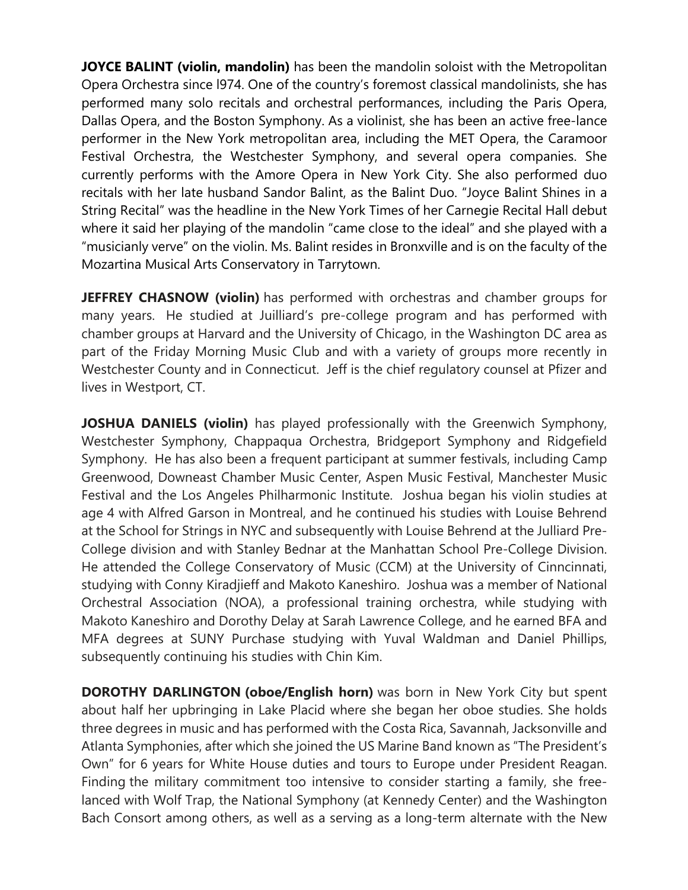**JOYCE BALINT (violin, mandolin)** has been the mandolin soloist with the Metropolitan Opera Orchestra since l974. One of the country's foremost classical mandolinists, she has performed many solo recitals and orchestral performances, including the Paris Opera, Dallas Opera, and the Boston Symphony. As a violinist, she has been an active free-lance performer in the New York metropolitan area, including the MET Opera, the Caramoor Festival Orchestra, the Westchester Symphony, and several opera companies. She currently performs with the Amore Opera in New York City. She also performed duo recitals with her late husband Sandor Balint, as the Balint Duo. "Joyce Balint Shines in a String Recital" was the headline in the New York Times of her Carnegie Recital Hall debut where it said her playing of the mandolin "came close to the ideal" and she played with a "musicianly verve" on the violin. Ms. Balint resides in Bronxville and is on the faculty of the Mozartina Musical Arts Conservatory in Tarrytown.

**JEFFREY CHASNOW (violin)** has performed with orchestras and chamber groups for many years. He studied at Juilliard's pre-college program and has performed with chamber groups at Harvard and the University of Chicago, in the Washington DC area as part of the Friday Morning Music Club and with a variety of groups more recently in Westchester County and in Connecticut. Jeff is the chief regulatory counsel at Pfizer and lives in Westport, CT.

**JOSHUA DANIELS (violin)** has played professionally with the Greenwich Symphony, Westchester Symphony, Chappaqua Orchestra, Bridgeport Symphony and Ridgefield Symphony. He has also been a frequent participant at summer festivals, including Camp Greenwood, Downeast Chamber Music Center, Aspen Music Festival, Manchester Music Festival and the Los Angeles Philharmonic Institute. Joshua began his violin studies at age 4 with Alfred Garson in Montreal, and he continued his studies with Louise Behrend at the School for Strings in NYC and subsequently with Louise Behrend at the Julliard Pre-College division and with Stanley Bednar at the Manhattan School Pre-College Division. He attended the College Conservatory of Music (CCM) at the University of Cinncinnati, studying with Conny Kiradjieff and Makoto Kaneshiro. Joshua was a member of National Orchestral Association (NOA), a professional training orchestra, while studying with Makoto Kaneshiro and Dorothy Delay at Sarah Lawrence College, and he earned BFA and MFA degrees at SUNY Purchase studying with Yuval Waldman and Daniel Phillips, subsequently continuing his studies with Chin Kim.

**DOROTHY DARLINGTON (oboe/English horn)** was born in New York City but spent about half her upbringing in Lake Placid where she began her oboe studies. She holds three degrees in music and has performed with the Costa Rica, Savannah, Jacksonville and Atlanta Symphonies, after which she joined the US Marine Band known as "The President's Own" for 6 years for White House duties and tours to Europe under President Reagan. Finding the military commitment too intensive to consider starting a family, she free-lanced with Wolf Trap, the National Symphony (at Kennedy Center) and the Washington Bach Consort among others, as well as a serving as a long-term alternate with the New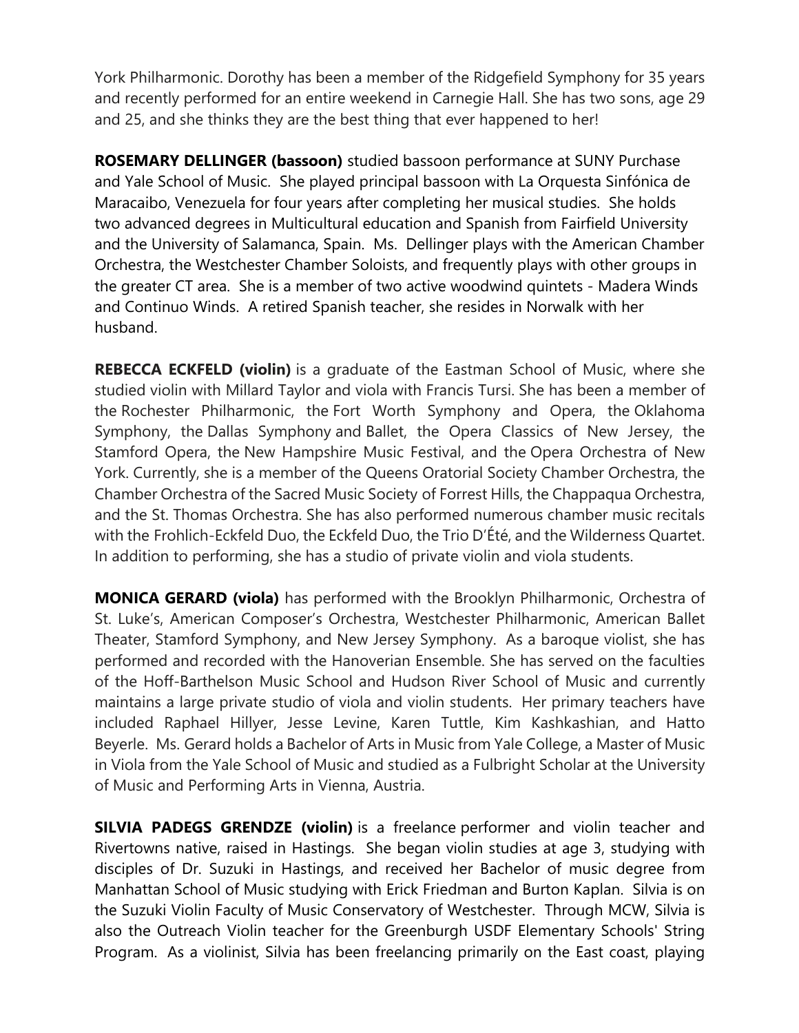York Philharmonic. Dorothy has been a member of the Ridgefield Symphony for 35 years and recently performed for an entire weekend in Carnegie Hall. She has two sons, age 29 and 25, and she thinks they are the best thing that ever happened to her!

**ROSEMARY DELLINGER (bassoon)** studied bassoon performance at SUNY Purchase and Yale School of Music. She played principal bassoon with La Orquesta Sinfónica de Maracaibo, Venezuela for four years after completing her musical studies. She holds two advanced degrees in Multicultural education and Spanish from Fairfield University and the University of Salamanca, Spain. Ms. Dellinger plays with the American Chamber Orchestra, the Westchester Chamber Soloists, and frequently plays with other groups in the greater CT area. She is a member of two active woodwind quintets - Madera Winds and Continuo Winds. A retired Spanish teacher, she resides in Norwalk with her husband.

**REBECCA ECKFELD (violin)** is a graduate of the Eastman School of Music, where she studied violin with Millard Taylor and viola with Francis Tursi. She has been a member of the Rochester Philharmonic, the Fort Worth Symphony and Opera, the Oklahoma Symphony, the Dallas Symphony and Ballet, the Opera Classics of New Jersey, the Stamford Opera, the New Hampshire Music Festival, and the Opera Orchestra of New York. Currently, she is a member of the Queens Oratorial Society Chamber Orchestra, the Chamber Orchestra of the Sacred Music Society of Forrest Hills, the Chappaqua Orchestra, and the St. Thomas Orchestra. She has also performed numerous chamber music recitals with the Frohlich-Eckfeld Duo, the Eckfeld Duo, the Trio D'Été, and the Wilderness Quartet. In addition to performing, she has a studio of private violin and viola students.

**MONICA GERARD (viola)** has performed with the Brooklyn Philharmonic, Orchestra of St. Luke's, American Composer's Orchestra, Westchester Philharmonic, American Ballet Theater, Stamford Symphony, and New Jersey Symphony. As a baroque violist, she has performed and recorded with the Hanoverian Ensemble. She has served on the faculties of the Hoff-Barthelson Music School and Hudson River School of Music and currently maintains a large private studio of viola and violin students. Her primary teachers have included Raphael Hillyer, Jesse Levine, Karen Tuttle, Kim Kashkashian, and Hatto Beyerle. Ms. Gerard holds a Bachelor of Arts in Music from Yale College, a Master of Music in Viola from the Yale School of Music and studied as a Fulbright Scholar at the University of Music and Performing Arts in Vienna, Austria.

**SILVIA PADEGS GRENDZE (violin)** is a freelance performer and violin teacher and Rivertowns native, raised in Hastings. She began violin studies at age 3, studying with disciples of Dr. Suzuki in Hastings, and received her Bachelor of music degree from Manhattan School of Music studying with Erick Friedman and Burton Kaplan. Silvia is on the Suzuki Violin Faculty of Music Conservatory of Westchester. Through MCW, Silvia is also the Outreach Violin teacher for the Greenburgh USDF Elementary Schools' String Program. As a violinist, Silvia has been freelancing primarily on the East coast, playing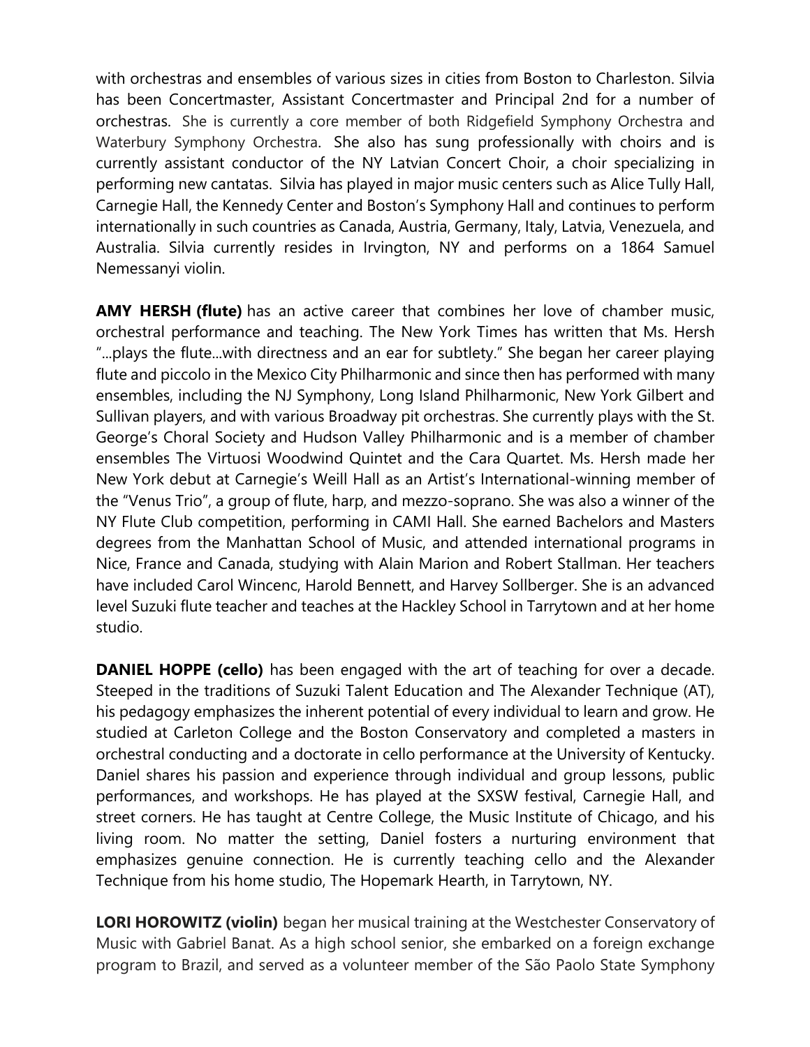with orchestras and ensembles of various sizes in cities from Boston to Charleston. Silvia has been Concertmaster, Assistant Concertmaster and Principal 2nd for a number of orchestras. She is currently a core member of both Ridgefield Symphony Orchestra and Waterbury Symphony Orchestra. She also has sung professionally with choirs and is currently assistant conductor of the NY Latvian Concert Choir, a choir specializing in performing new cantatas. Silvia has played in major music centers such as Alice Tully Hall, Carnegie Hall, the Kennedy Center and Boston's Symphony Hall and continues to perform internationally in such countries as Canada, Austria, Germany, Italy, Latvia, Venezuela, and Australia. Silvia currently resides in Irvington, NY and performs on a 1864 Samuel Nemessanyi violin.

**AMY HERSH (flute)** has an active career that combines her love of chamber music, orchestral performance and teaching. The New York Times has written that Ms. Hersh "...plays the flute...with directness and an ear for subtlety." She began her career playing flute and piccolo in the Mexico City Philharmonic and since then has performed with many ensembles, including the NJ Symphony, Long Island Philharmonic, New York Gilbert and Sullivan players, and with various Broadway pit orchestras. She currently plays with the St. George's Choral Society and Hudson Valley Philharmonic and is a member of chamber ensembles The Virtuosi Woodwind Quintet and the Cara Quartet. Ms. Hersh made her New York debut at Carnegie's Weill Hall as an Artist's International-winning member of the "Venus Trio", a group of flute, harp, and mezzo-soprano. She was also a winner of the NY Flute Club competition, performing in CAMI Hall. She earned Bachelors and Masters degrees from the Manhattan School of Music, and attended international programs in Nice, France and Canada, studying with Alain Marion and Robert Stallman. Her teachers have included Carol Wincenc, Harold Bennett, and Harvey Sollberger. She is an advanced level Suzuki flute teacher and teaches at the Hackley School in Tarrytown and at her home studio.

**DANIEL HOPPE (cello)** has been engaged with the art of teaching for over a decade. Steeped in the traditions of Suzuki Talent Education and The Alexander Technique (AT), his pedagogy emphasizes the inherent potential of every individual to learn and grow. He studied at Carleton College and the Boston Conservatory and completed a masters in orchestral conducting and a doctorate in cello performance at the University of Kentucky. Daniel shares his passion and experience through individual and group lessons, public performances, and workshops. He has played at the SXSW festival, Carnegie Hall, and street corners. He has taught at Centre College, the Music Institute of Chicago, and his living room. No matter the setting, Daniel fosters a nurturing environment that emphasizes genuine connection. He is currently teaching cello and the Alexander Technique from his home studio, The Hopemark Hearth, in Tarrytown, NY.

**LORI HOROWITZ (violin)** began her musical training at the Westchester Conservatory of Music with Gabriel Banat. As a high school senior, she embarked on a foreign exchange program to Brazil, and served as a volunteer member of the São Paolo State Symphony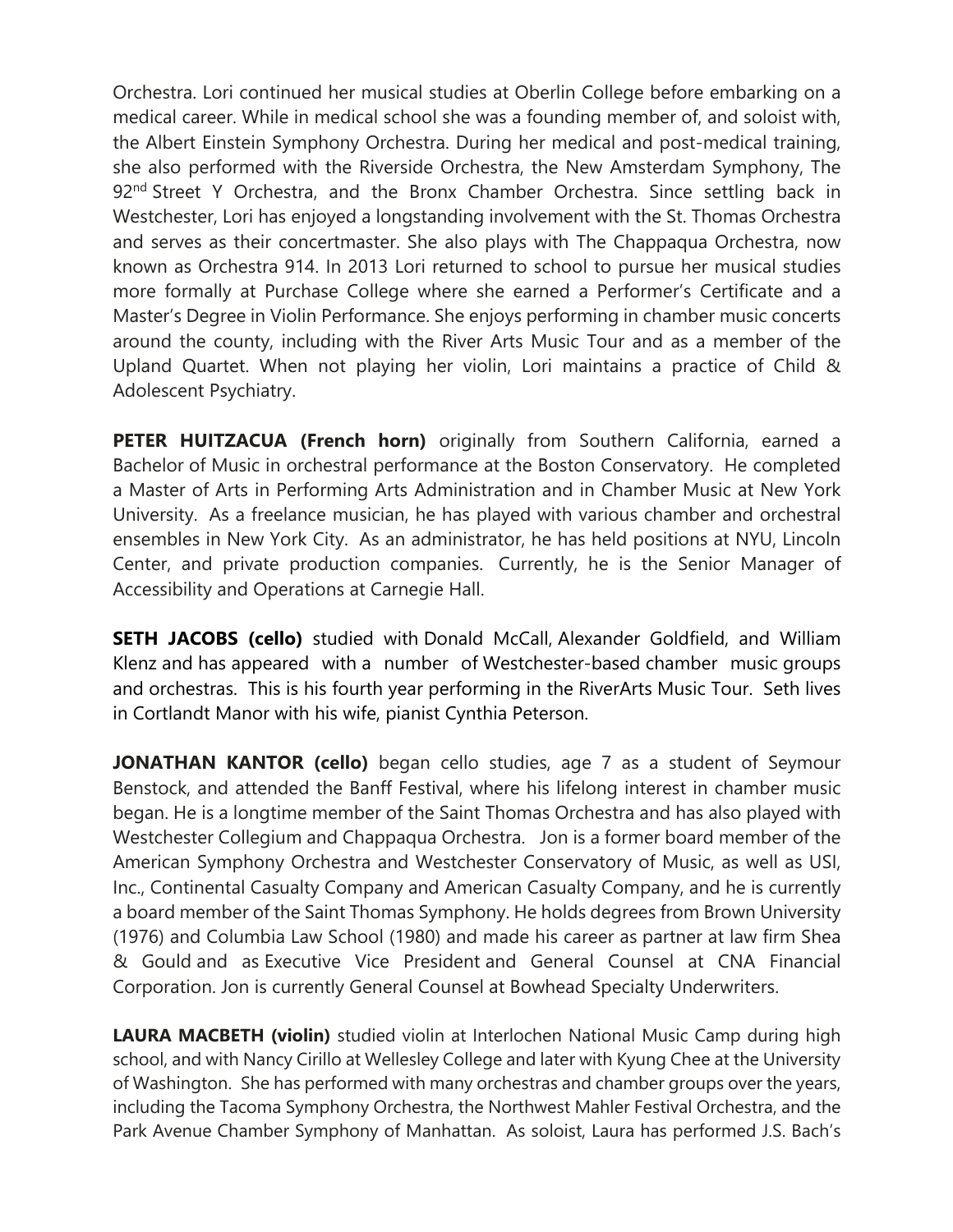Orchestra. Lori continued her musical studies at Oberlin College before embarking on a medical career. While in medical school she was a founding member of, and soloist with, the Albert Einstein Symphony Orchestra. During her medical and post-medical training, she also performed with the Riverside Orchestra, the New Amsterdam Symphony, The 92nd Street Y Orchestra, and the Bronx Chamber Orchestra. Since settling back in Westchester, Lori has enjoyed a longstanding involvement with the St. Thomas Orchestra and serves as their concertmaster. She also plays with The Chappaqua Orchestra, now known as Orchestra 914. In 2013 Lori returned to school to pursue her musical studies more formally at Purchase College where she earned a Performer's Certificate and a Master's Degree in Violin Performance. She enjoys performing in chamber music concerts around the county, including with the River Arts Music Tour and as a member of the Upland Quartet. When not playing her violin, Lori maintains a practice of Child & Adolescent Psychiatry.

**PETER HUITZACUA (French horn)** originally from Southern California, earned a Bachelor of Music in orchestral performance at the Boston Conservatory. He completed a Master of Arts in Performing Arts Administration and in Chamber Music at New York University. As a freelance musician, he has played with various chamber and orchestral ensembles in New York City. As an administrator, he has held positions at NYU, Lincoln Center, and private production companies. Currently, he is the Senior Manager of Accessibility and Operations at Carnegie Hall.

**SETH JACOBS (cello)** studied with Donald McCall, Alexander Goldfield, and William Klenz and has appeared with a number of Westchester-based chamber music groups and orchestras. This is his fourth year performing in the RiverArts Music Tour. Seth lives in Cortlandt Manor with his wife, pianist Cynthia Peterson.

**JONATHAN KANTOR (cello)** began cello studies, age 7 as a student of Seymour Benstock, and attended the Banff Festival, where his lifelong interest in chamber music began. He is a longtime member of the Saint Thomas Orchestra and has also played with Westchester Collegium and Chappaqua Orchestra. Jon is a former board member of the American Symphony Orchestra and Westchester Conservatory of Music, as well as USI, Inc., Continental Casualty Company and American Casualty Company, and he is currently a board member of the Saint Thomas Symphony. He holds degrees from Brown University (1976) and Columbia Law School (1980) and made his career as partner at law firm Shea & Gould and as Executive Vice President and General Counsel at CNA Financial Corporation. Jon is currently General Counsel at Bowhead Specialty Underwriters.

**LAURA MACBETH (violin)** studied violin at Interlochen National Music Camp during high school, and with Nancy Cirillo at Wellesley College and later with Kyung Chee at the University of Washington. She has performed with many orchestras and chamber groups over the years, including the Tacoma Symphony Orchestra, the Northwest Mahler Festival Orchestra, and the Park Avenue Chamber Symphony of Manhattan. As soloist, Laura has performed J.S. Bach's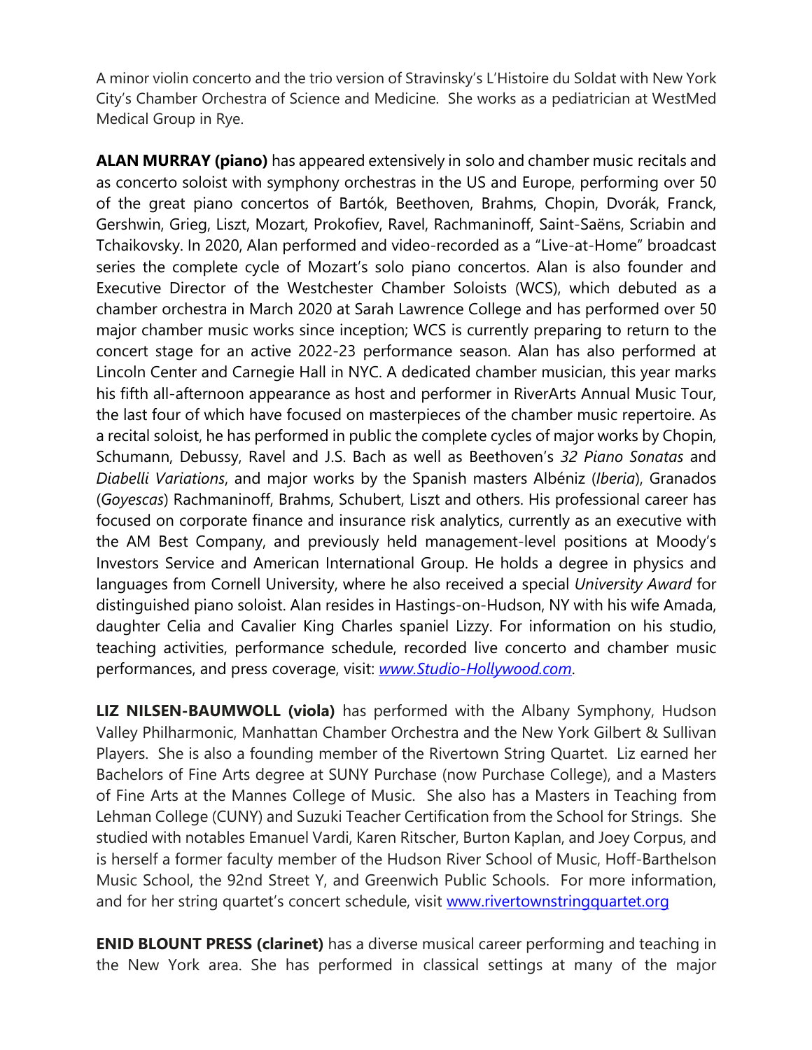A minor violin concerto and the trio version of Stravinsky's L'Histoire du Soldat with New York City's Chamber Orchestra of Science and Medicine. She works as a pediatrician at WestMed Medical Group in Rye.

**ALAN MURRAY (piano)** has appeared extensively in solo and chamber music recitals and as concerto soloist with symphony orchestras in the US and Europe, performing over 50 of the great piano concertos of Bartók, Beethoven, Brahms, Chopin, Dvorák, Franck, Gershwin, Grieg, Liszt, Mozart, Prokofiev, Ravel, Rachmaninoff, Saint-Saëns, Scriabin and Tchaikovsky. In 2020, Alan performed and video-recorded as a "Live-at-Home" broadcast series the complete cycle of Mozart's solo piano concertos. Alan is also founder and Executive Director of the Westchester Chamber Soloists (WCS), which debuted as a chamber orchestra in March 2020 at Sarah Lawrence College and has performed over 50 major chamber music works since inception; WCS is currently preparing to return to the concert stage for an active 2022-23 performance season. Alan has also performed at Lincoln Center and Carnegie Hall in NYC. A dedicated chamber musician, this year marks his fifth all-afternoon appearance as host and performer in RiverArts Annual Music Tour, the last four of which have focused on masterpieces of the chamber music repertoire. As a recital soloist, he has performed in public the complete cycles of major works by Chopin, Schumann, Debussy, Ravel and J.S. Bach as well as Beethoven's *32 Piano Sonatas* and *Diabelli Variations*, and major works by the Spanish masters Albéniz (*Iberia*), Granados (*Goyescas*) Rachmaninoff, Brahms, Schubert, Liszt and others. His professional career has focused on corporate finance and insurance risk analytics, currently as an executive with the AM Best Company, and previously held management-level positions at Moody's Investors Service and American International Group. He holds a degree in physics and languages from Cornell University, where he also received a special *University Award* for distinguished piano soloist. Alan resides in Hastings-on-Hudson, NY with his wife Amada, daughter Celia and Cavalier King Charles spaniel Lizzy. For information on his studio, teaching activities, performance schedule, recorded live concerto and chamber music performances, and press coverage, visit: *www.Studio-Hollywood.com*.

**LIZ NILSEN-BAUMWOLL (viola)** has performed with the Albany Symphony, Hudson Valley Philharmonic, Manhattan Chamber Orchestra and the New York Gilbert & Sullivan Players. She is also a founding member of the Rivertown String Quartet. Liz earned her Bachelors of Fine Arts degree at SUNY Purchase (now Purchase College), and a Masters of Fine Arts at the Mannes College of Music. She also has a Masters in Teaching from Lehman College (CUNY) and Suzuki Teacher Certification from the School for Strings. She studied with notables Emanuel Vardi, Karen Ritscher, Burton Kaplan, and Joey Corpus, and is herself a former faculty member of the Hudson River School of Music, Hoff-Barthelson Music School, the 92nd Street Y, and Greenwich Public Schools. For more information, and for her string quartet's concert schedule, visit www.rivertownstringquartet.org

**ENID BLOUNT PRESS (clarinet)** has a diverse musical career performing and teaching in the New York area. She has performed in classical settings at many of the major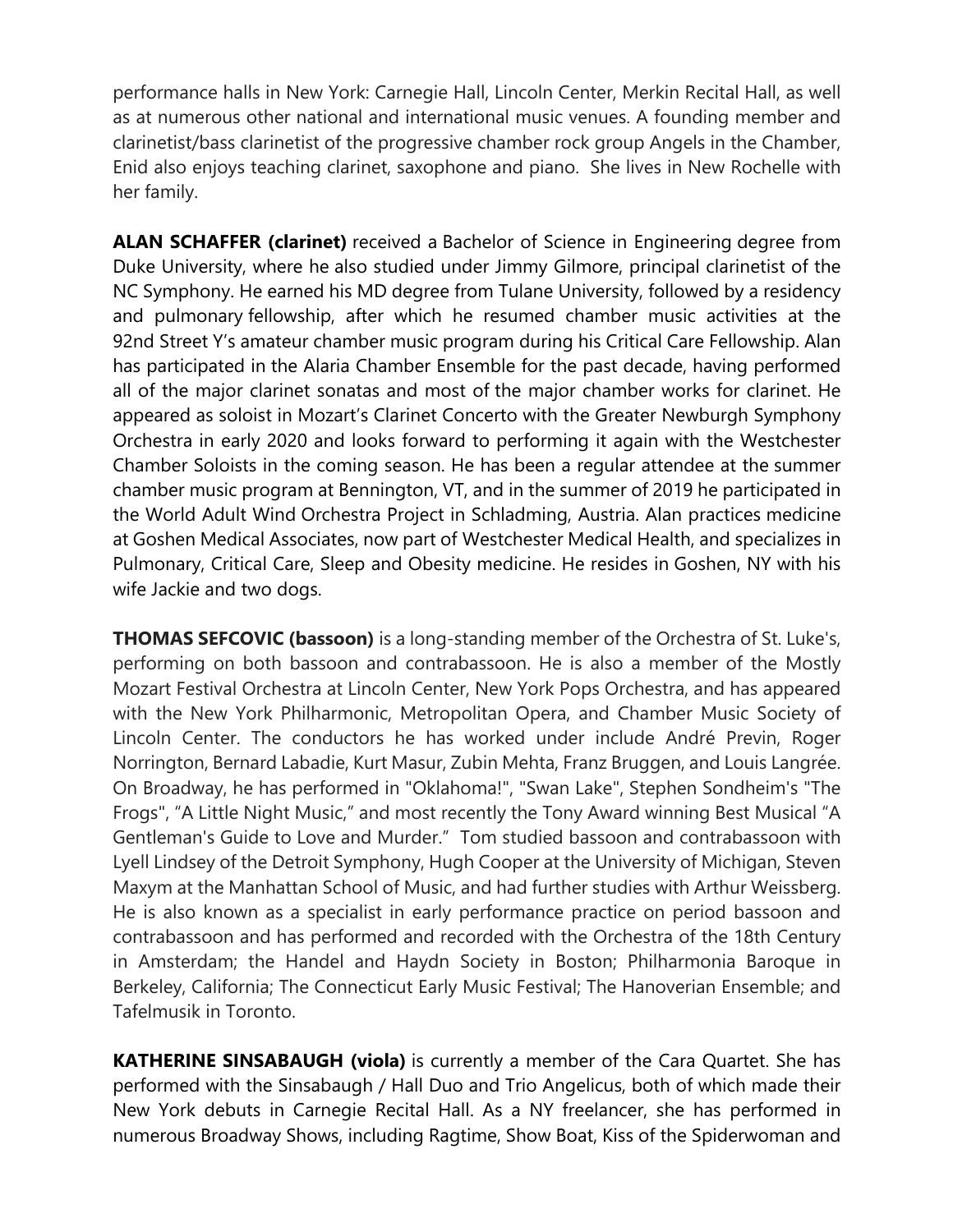performance halls in New York: Carnegie Hall, Lincoln Center, Merkin Recital Hall, as well as at numerous other national and international music venues. A founding member and clarinetist/bass clarinetist of the progressive chamber rock group Angels in the Chamber, Enid also enjoys teaching clarinet, saxophone and piano. She lives in New Rochelle with her family.

**ALAN SCHAFFER (clarinet)** received a Bachelor of Science in Engineering degree from Duke University, where he also studied under Jimmy Gilmore, principal clarinetist of the NC Symphony. He earned his MD degree from Tulane University, followed by a residency and pulmonary fellowship, after which he resumed chamber music activities at the 92nd Street Y's amateur chamber music program during his Critical Care Fellowship. Alan has participated in the Alaria Chamber Ensemble for the past decade, having performed all of the major clarinet sonatas and most of the major chamber works for clarinet. He appeared as soloist in Mozart's Clarinet Concerto with the Greater Newburgh Symphony Orchestra in early 2020 and looks forward to performing it again with the Westchester Chamber Soloists in the coming season. He has been a regular attendee at the summer chamber music program at Bennington, VT, and in the summer of 2019 he participated in the World Adult Wind Orchestra Project in Schladming, Austria. Alan practices medicine at Goshen Medical Associates, now part of Westchester Medical Health, and specializes in Pulmonary, Critical Care, Sleep and Obesity medicine. He resides in Goshen, NY with his wife Jackie and two dogs.

**THOMAS SEFCOVIC (bassoon)** is a long-standing member of the Orchestra of St. Luke's, performing on both bassoon and contrabassoon. He is also a member of the Mostly Mozart Festival Orchestra at Lincoln Center, New York Pops Orchestra, and has appeared with the New York Philharmonic, Metropolitan Opera, and Chamber Music Society of Lincoln Center. The conductors he has worked under include André Previn, Roger Norrington, Bernard Labadie, Kurt Masur, Zubin Mehta, Franz Bruggen, and Louis Langrée. On Broadway, he has performed in "Oklahoma!", "Swan Lake", Stephen Sondheim's "The Frogs", "A Little Night Music," and most recently the Tony Award winning Best Musical "A Gentleman's Guide to Love and Murder." Tom studied bassoon and contrabassoon with Lyell Lindsey of the Detroit Symphony, Hugh Cooper at the University of Michigan, Steven Maxym at the Manhattan School of Music, and had further studies with Arthur Weissberg. He is also known as a specialist in early performance practice on period bassoon and contrabassoon and has performed and recorded with the Orchestra of the 18th Century in Amsterdam; the Handel and Haydn Society in Boston; Philharmonia Baroque in Berkeley, California; The Connecticut Early Music Festival; The Hanoverian Ensemble; and Tafelmusik in Toronto.

**KATHERINE SINSABAUGH (viola)** is currently a member of the Cara Quartet. She has performed with the Sinsabaugh / Hall Duo and Trio Angelicus, both of which made their New York debuts in Carnegie Recital Hall. As a NY freelancer, she has performed in numerous Broadway Shows, including Ragtime, Show Boat, Kiss of the Spiderwoman and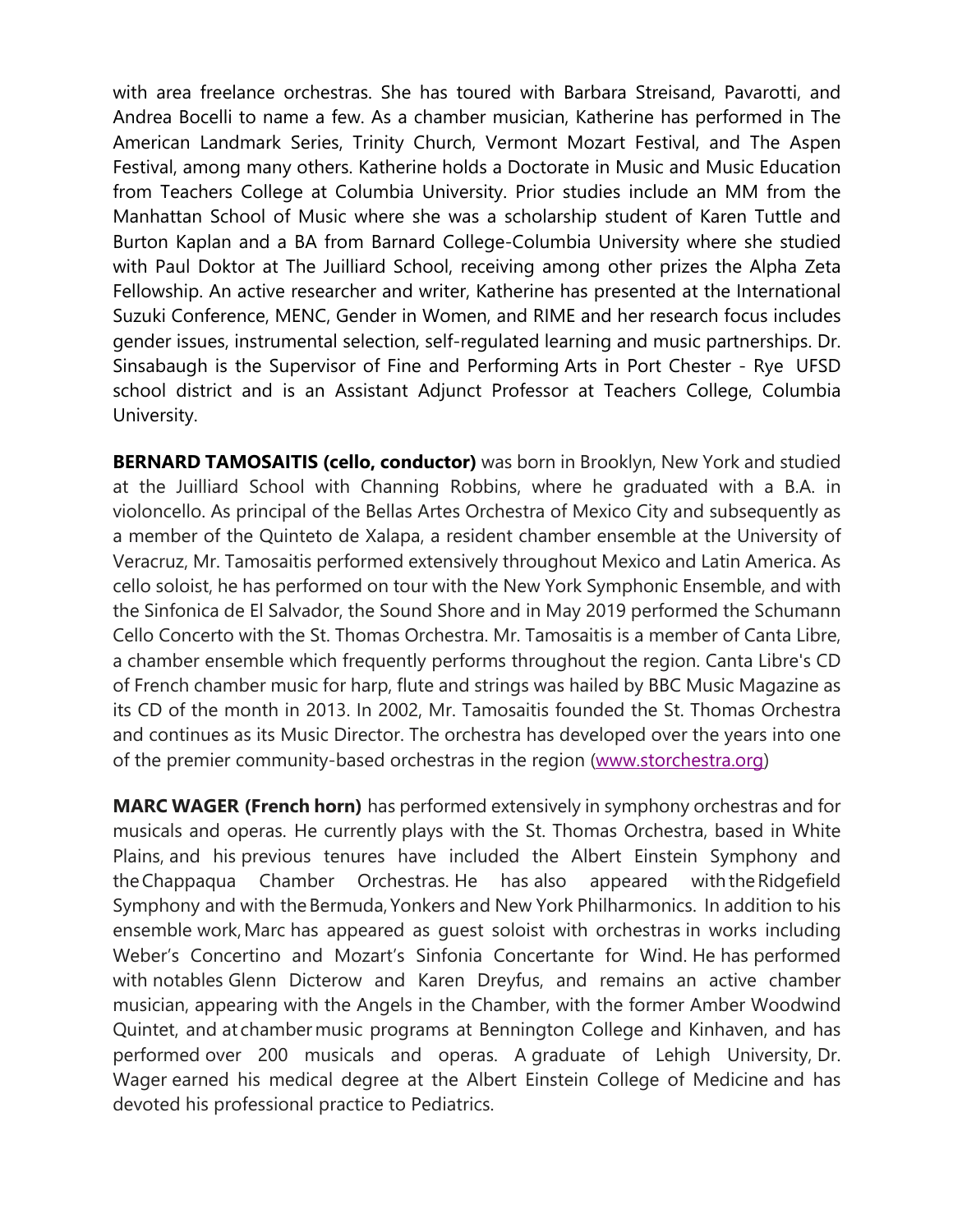with area freelance orchestras. She has toured with Barbara Streisand, Pavarotti, and Andrea Bocelli to name a few. As a chamber musician, Katherine has performed in The American Landmark Series, Trinity Church, Vermont Mozart Festival, and The Aspen Festival, among many others. Katherine holds a Doctorate in Music and Music Education from Teachers College at Columbia University. Prior studies include an MM from the Manhattan School of Music where she was a scholarship student of Karen Tuttle and Burton Kaplan and a BA from Barnard College-Columbia University where she studied with Paul Doktor at The Juilliard School, receiving among other prizes the Alpha Zeta Fellowship. An active researcher and writer, Katherine has presented at the International Suzuki Conference, MENC, Gender in Women, and RIME and her research focus includes gender issues, instrumental selection, self-regulated learning and music partnerships. Dr. Sinsabaugh is the Supervisor of Fine and Performing Arts in Port Chester - Rye UFSD school district and is an Assistant Adjunct Professor at Teachers College, Columbia University.

**BERNARD TAMOSAITIS (cello, conductor)** was born in Brooklyn, New York and studied at the Juilliard School with Channing Robbins, where he graduated with a B.A. in violoncello. As principal of the Bellas Artes Orchestra of Mexico City and subsequently as a member of the Quinteto de Xalapa, a resident chamber ensemble at the University of Veracruz, Mr. Tamosaitis performed extensively throughout Mexico and Latin America. As cello soloist, he has performed on tour with the New York Symphonic Ensemble, and with the Sinfonica de El Salvador, the Sound Shore and in May 2019 performed the Schumann Cello Concerto with the St. Thomas Orchestra. Mr. Tamosaitis is a member of Canta Libre, a chamber ensemble which frequently performs throughout the region. Canta Libre's CD of French chamber music for harp, flute and strings was hailed by BBC Music Magazine as its CD of the month in 2013. In 2002, Mr. Tamosaitis founded the St. Thomas Orchestra and continues as its Music Director. The orchestra has developed over the years into one of the premier community-based orchestras in the region (www.storchestra.org)

**MARC WAGER (French horn)** has performed extensively in symphony orchestras and for musicals and operas. He currently plays with the St. Thomas Orchestra, based in White Plains, and his previous tenures have included the Albert Einstein Symphony and the Chappaqua Chamber Orchestras. He has also appeared with the Ridgefield Symphony and with the Bermuda, Yonkers and New York Philharmonics. In addition to his ensemble work, Marc has appeared as guest soloist with orchestras in works including Weber's Concertino and Mozart's Sinfonia Concertante for Wind. He has performed with notables Glenn Dicterow and Karen Dreyfus, and remains an active chamber musician, appearing with the Angels in the Chamber, with the former Amber Woodwind Quintet, and at chamber music programs at Bennington College and Kinhaven, and has performed over 200 musicals and operas. A graduate of Lehigh University, Dr. Wager earned his medical degree at the Albert Einstein College of Medicine and has devoted his professional practice to Pediatrics.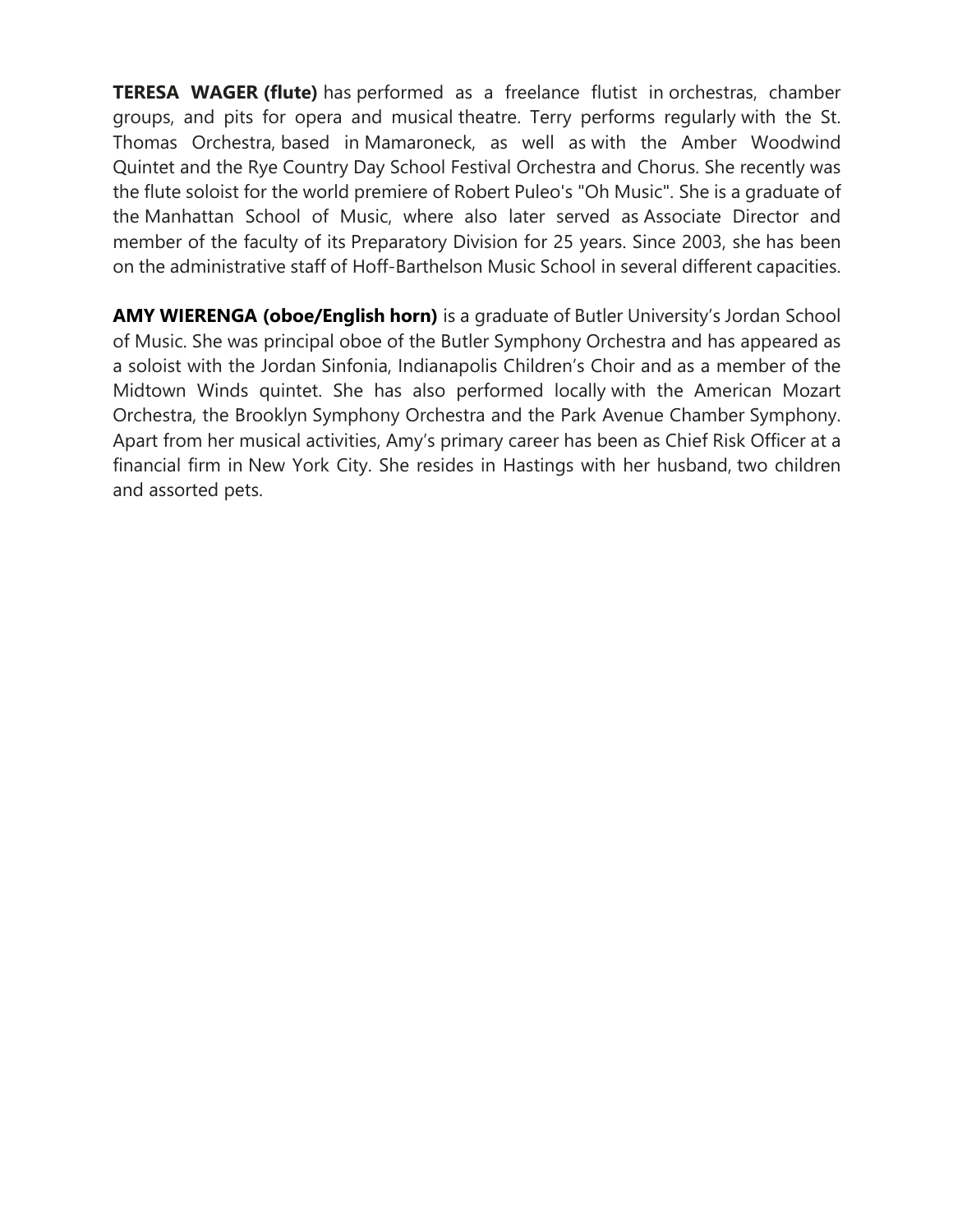**TERESA WAGER (flute)** has performed as a freelance flutist in orchestras, chamber groups, and pits for opera and musical theatre. Terry performs regularly with the St. Thomas Orchestra, based in Mamaroneck, as well as with the Amber Woodwind Quintet and the Rye Country Day School Festival Orchestra and Chorus. She recently was the flute soloist for the world premiere of Robert Puleo's "Oh Music". She is a graduate of the Manhattan School of Music, where also later served as Associate Director and member of the faculty of its Preparatory Division for 25 years. Since 2003, she has been on the administrative staff of Hoff-Barthelson Music School in several different capacities.

**AMY WIERENGA (oboe/English horn)** is a graduate of Butler University's Jordan School of Music. She was principal oboe of the Butler Symphony Orchestra and has appeared as a soloist with the Jordan Sinfonia, Indianapolis Children's Choir and as a member of the Midtown Winds quintet. She has also performed locally with the American Mozart Orchestra, the Brooklyn Symphony Orchestra and the Park Avenue Chamber Symphony. Apart from her musical activities, Amy's primary career has been as Chief Risk Officer at a financial firm in New York City. She resides in Hastings with her husband, two children and assorted pets.